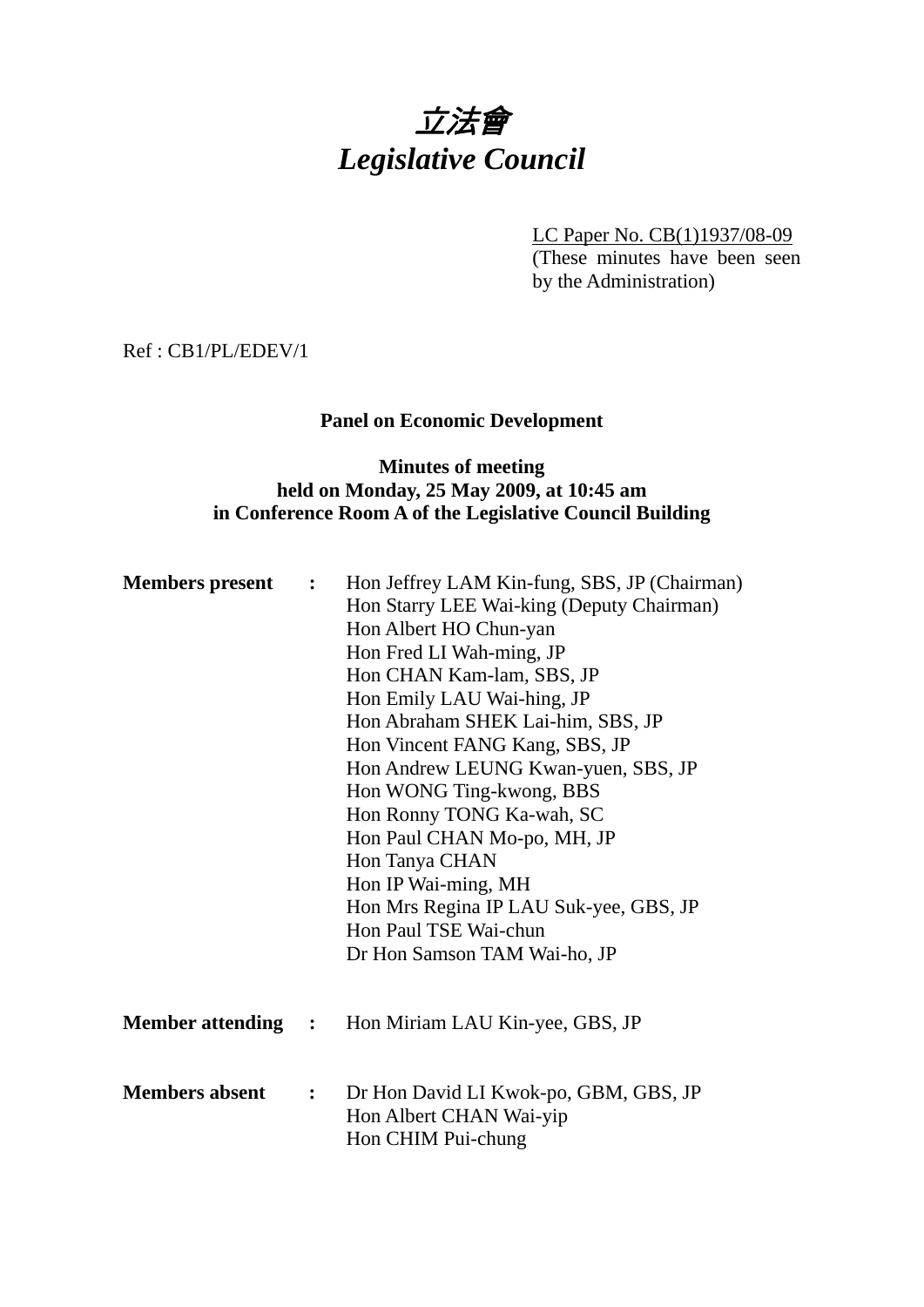# *立法會*
# *Legislative Council*

LC Paper No. CB(1)1937/08-09
(These minutes have been seen by the Administration)

Ref : CB1/PL/EDEV/1

**Panel on Economic Development**

**Minutes of meeting**
**held on Monday, 25 May 2009, at 10:45 am**
**in Conference Room A of the Legislative Council Building**

**Members present :**
Hon Jeffrey LAM Kin-fung, SBS, JP (Chairman)
Hon Starry LEE Wai-king (Deputy Chairman)
Hon Albert HO Chun-yan
Hon Fred LI Wah-ming, JP
Hon CHAN Kam-lam, SBS, JP
Hon Emily LAU Wai-hing, JP
Hon Abraham SHEK Lai-him, SBS, JP
Hon Vincent FANG Kang, SBS, JP
Hon Andrew LEUNG Kwan-yuen, SBS, JP
Hon WONG Ting-kwong, BBS
Hon Ronny TONG Ka-wah, SC
Hon Paul CHAN Mo-po, MH, JP
Hon Tanya CHAN
Hon IP Wai-ming, MH
Hon Mrs Regina IP LAU Suk-yee, GBS, JP
Hon Paul TSE Wai-chun
Dr Hon Samson TAM Wai-ho, JP

**Member attending :**
Hon Miriam LAU Kin-yee, GBS, JP

**Members absent :**
Dr Hon David LI Kwok-po, GBM, GBS, JP
Hon Albert CHAN Wai-yip
Hon CHIM Pui-chung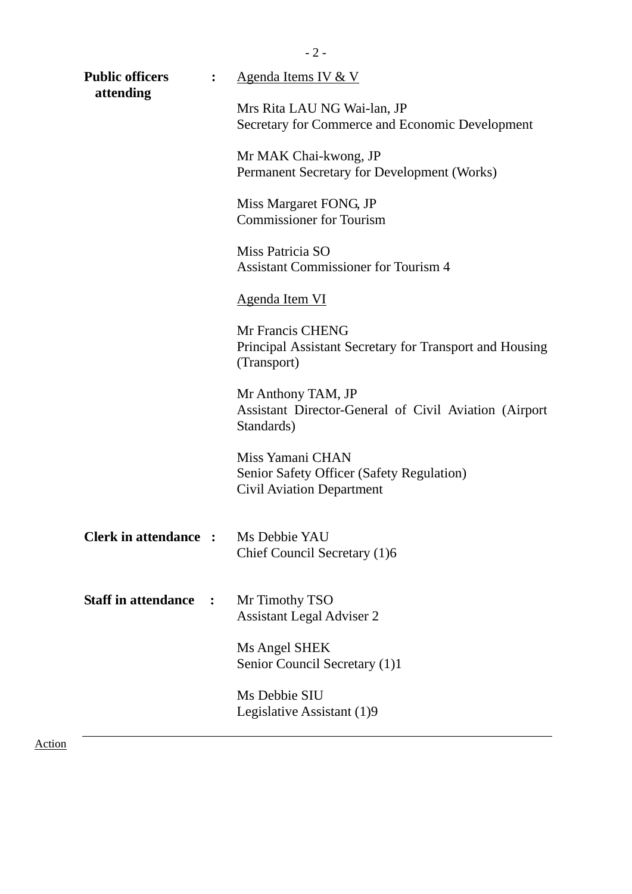**Public officers attending** : <u>Agenda Items IV & V</u>

Mrs Rita LAU NG Wai-lan, JP
Secretary for Commerce and Economic Development

Mr MAK Chai-kwong, JP
Permanent Secretary for Development (Works)

Miss Margaret FONG, JP
Commissioner for Tourism

Miss Patricia SO
Assistant Commissioner for Tourism 4

<u>Agenda Item VI</u>

Mr Francis CHENG
Principal Assistant Secretary for Transport and Housing (Transport)

Mr Anthony TAM, JP
Assistant Director-General of Civil Aviation (Airport Standards)

Miss Yamani CHAN
Senior Safety Officer (Safety Regulation)
Civil Aviation Department

**Clerk in attendance** : Ms Debbie YAU
Chief Council Secretary (1)6

**Staff in attendance** : Mr Timothy TSO
Assistant Legal Adviser 2

Ms Angel SHEK
Senior Council Secretary (1)1

Ms Debbie SIU
Legislative Assistant (1)9

---

<u>Action</u>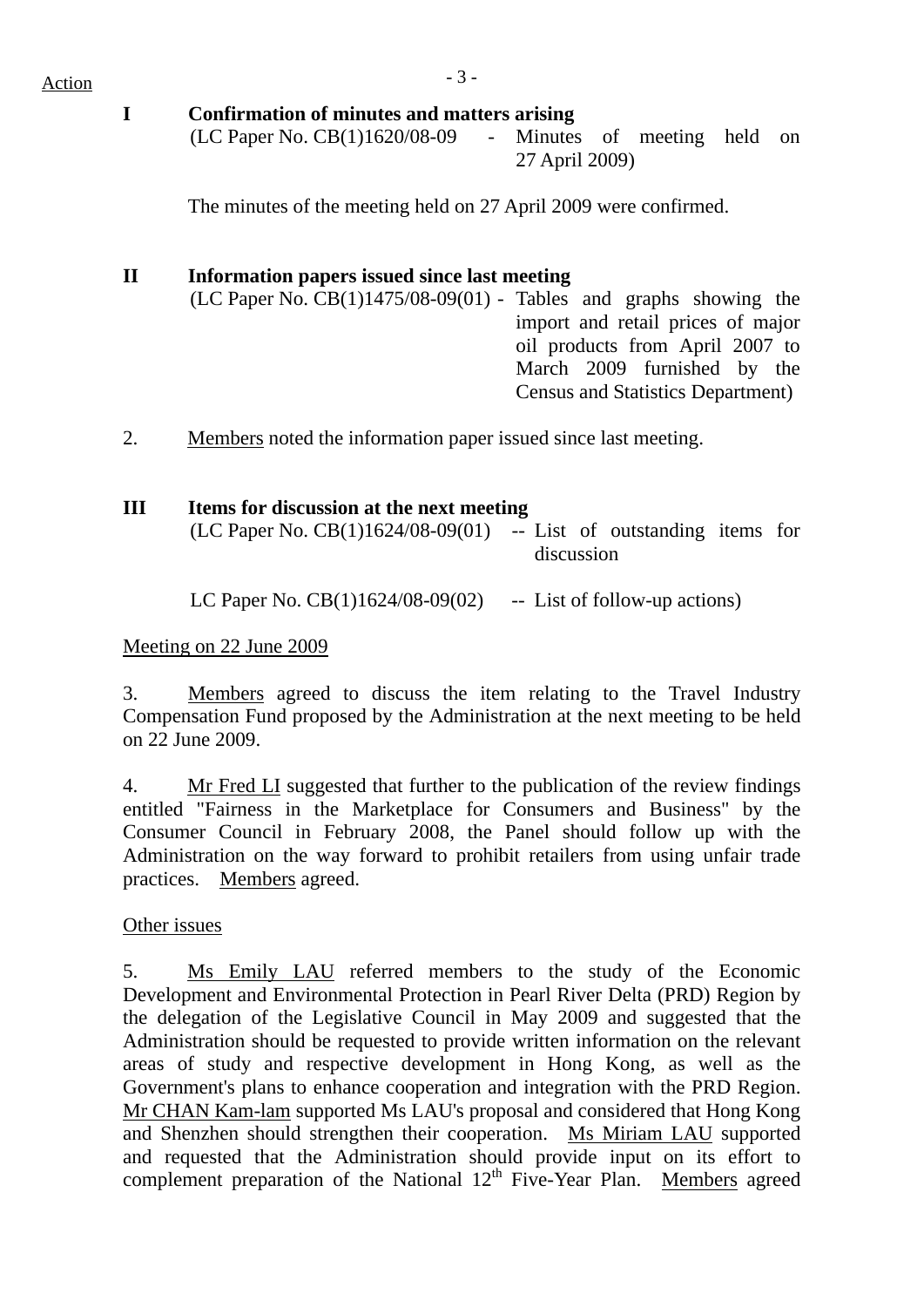Action

**I Confirmation of minutes and matters arising**

(LC Paper No. CB(1)1620/08-09 - Minutes of meeting held on 27 April 2009)

The minutes of the meeting held on 27 April 2009 were confirmed.

**II Information papers issued since last meeting**

(LC Paper No. CB(1)1475/08-09(01) - Tables and graphs showing the import and retail prices of major oil products from April 2007 to March 2009 furnished by the Census and Statistics Department)

2. Members noted the information paper issued since last meeting.

**III Items for discussion at the next meeting**

(LC Paper No. CB(1)1624/08-09(01) -- List of outstanding items for discussion

LC Paper No. CB(1)1624/08-09(02) -- List of follow-up actions)

Meeting on 22 June 2009

3. Members agreed to discuss the item relating to the Travel Industry Compensation Fund proposed by the Administration at the next meeting to be held on 22 June 2009.

4. Mr Fred LI suggested that further to the publication of the review findings entitled "Fairness in the Marketplace for Consumers and Business" by the Consumer Council in February 2008, the Panel should follow up with the Administration on the way forward to prohibit retailers from using unfair trade practices. Members agreed.

Other issues

5. Ms Emily LAU referred members to the study of the Economic Development and Environmental Protection in Pearl River Delta (PRD) Region by the delegation of the Legislative Council in May 2009 and suggested that the Administration should be requested to provide written information on the relevant areas of study and respective development in Hong Kong, as well as the Government's plans to enhance cooperation and integration with the PRD Region. Mr CHAN Kam-lam supported Ms LAU's proposal and considered that Hong Kong and Shenzhen should strengthen their cooperation. Ms Miriam LAU supported and requested that the Administration should provide input on its effort to complement preparation of the National 12th Five-Year Plan. Members agreed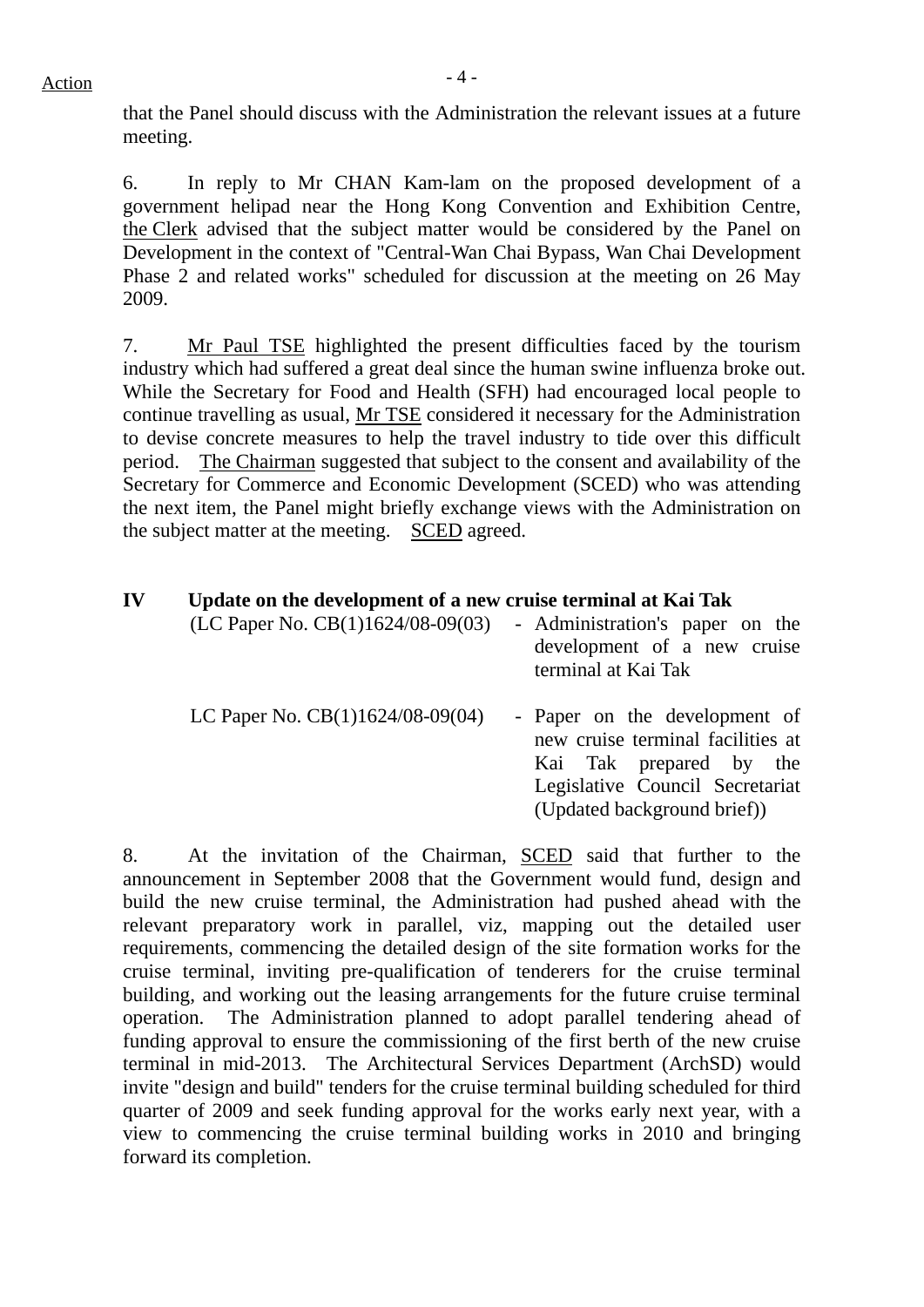Action

that the Panel should discuss with the Administration the relevant issues at a future meeting.

6. In reply to Mr CHAN Kam-lam on the proposed development of a government helipad near the Hong Kong Convention and Exhibition Centre, the Clerk advised that the subject matter would be considered by the Panel on Development in the context of "Central-Wan Chai Bypass, Wan Chai Development Phase 2 and related works" scheduled for discussion at the meeting on 26 May 2009.

7. Mr Paul TSE highlighted the present difficulties faced by the tourism industry which had suffered a great deal since the human swine influenza broke out. While the Secretary for Food and Health (SFH) had encouraged local people to continue travelling as usual, Mr TSE considered it necessary for the Administration to devise concrete measures to help the travel industry to tide over this difficult period. The Chairman suggested that subject to the consent and availability of the Secretary for Commerce and Economic Development (SCED) who was attending the next item, the Panel might briefly exchange views with the Administration on the subject matter at the meeting. SCED agreed.

## IV Update on the development of a new cruise terminal at Kai Tak

(LC Paper No. CB(1)1624/08-09(03) - Administration's paper on the development of a new cruise terminal at Kai Tak

LC Paper No. CB(1)1624/08-09(04) - Paper on the development of new cruise terminal facilities at Kai Tak prepared by the Legislative Council Secretariat (Updated background brief))

8. At the invitation of the Chairman, SCED said that further to the announcement in September 2008 that the Government would fund, design and build the new cruise terminal, the Administration had pushed ahead with the relevant preparatory work in parallel, viz, mapping out the detailed user requirements, commencing the detailed design of the site formation works for the cruise terminal, inviting pre-qualification of tenderers for the cruise terminal building, and working out the leasing arrangements for the future cruise terminal operation. The Administration planned to adopt parallel tendering ahead of funding approval to ensure the commissioning of the first berth of the new cruise terminal in mid-2013. The Architectural Services Department (ArchSD) would invite "design and build" tenders for the cruise terminal building scheduled for third quarter of 2009 and seek funding approval for the works early next year, with a view to commencing the cruise terminal building works in 2010 and bringing forward its completion.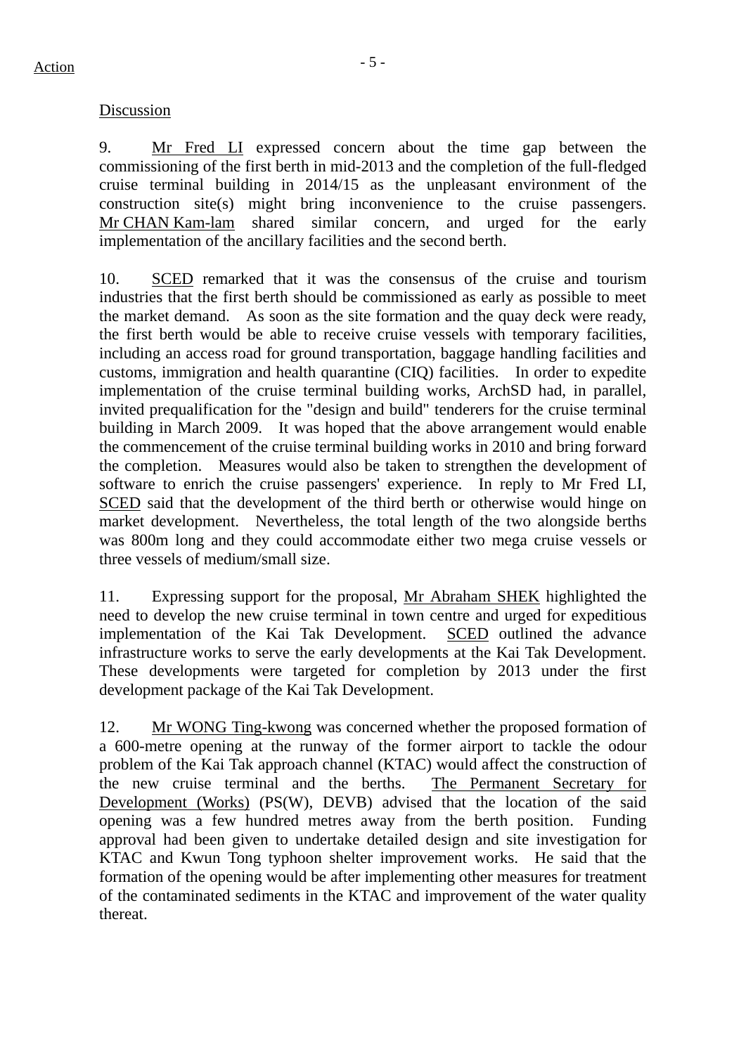Action

Discussion

9. Mr Fred LI expressed concern about the time gap between the commissioning of the first berth in mid-2013 and the completion of the full-fledged cruise terminal building in 2014/15 as the unpleasant environment of the construction site(s) might bring inconvenience to the cruise passengers. Mr CHAN Kam-lam shared similar concern, and urged for the early implementation of the ancillary facilities and the second berth.

10. SCED remarked that it was the consensus of the cruise and tourism industries that the first berth should be commissioned as early as possible to meet the market demand. As soon as the site formation and the quay deck were ready, the first berth would be able to receive cruise vessels with temporary facilities, including an access road for ground transportation, baggage handling facilities and customs, immigration and health quarantine (CIQ) facilities. In order to expedite implementation of the cruise terminal building works, ArchSD had, in parallel, invited prequalification for the "design and build" tenderers for the cruise terminal building in March 2009. It was hoped that the above arrangement would enable the commencement of the cruise terminal building works in 2010 and bring forward the completion. Measures would also be taken to strengthen the development of software to enrich the cruise passengers' experience. In reply to Mr Fred LI, SCED said that the development of the third berth or otherwise would hinge on market development. Nevertheless, the total length of the two alongside berths was 800m long and they could accommodate either two mega cruise vessels or three vessels of medium/small size.

11. Expressing support for the proposal, Mr Abraham SHEK highlighted the need to develop the new cruise terminal in town centre and urged for expeditious implementation of the Kai Tak Development. SCED outlined the advance infrastructure works to serve the early developments at the Kai Tak Development. These developments were targeted for completion by 2013 under the first development package of the Kai Tak Development.

12. Mr WONG Ting-kwong was concerned whether the proposed formation of a 600-metre opening at the runway of the former airport to tackle the odour problem of the Kai Tak approach channel (KTAC) would affect the construction of the new cruise terminal and the berths. The Permanent Secretary for Development (Works) (PS(W), DEVB) advised that the location of the said opening was a few hundred metres away from the berth position. Funding approval had been given to undertake detailed design and site investigation for KTAC and Kwun Tong typhoon shelter improvement works. He said that the formation of the opening would be after implementing other measures for treatment of the contaminated sediments in the KTAC and improvement of the water quality thereat.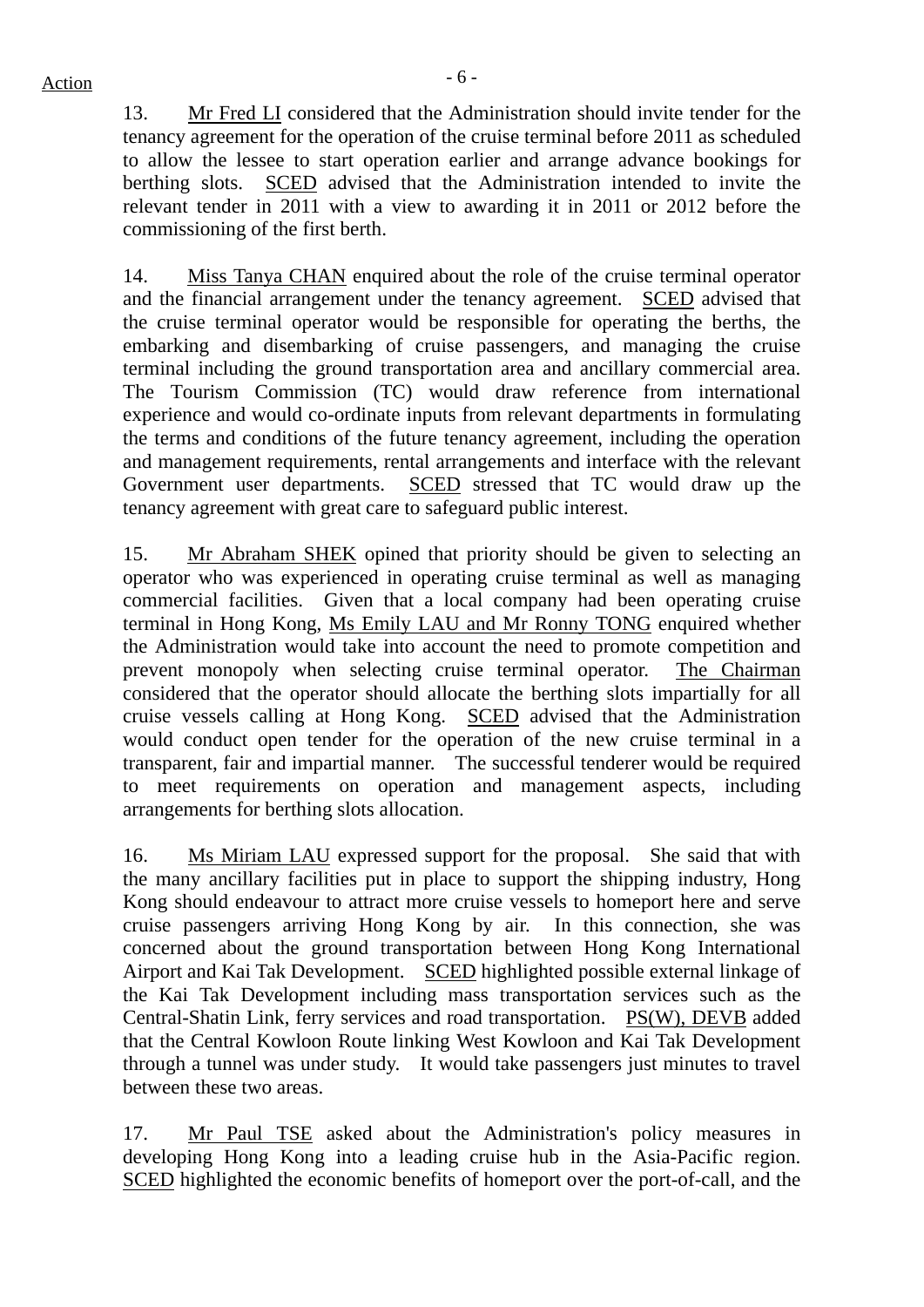13. Mr Fred LI considered that the Administration should invite tender for the tenancy agreement for the operation of the cruise terminal before 2011 as scheduled to allow the lessee to start operation earlier and arrange advance bookings for berthing slots. SCED advised that the Administration intended to invite the relevant tender in 2011 with a view to awarding it in 2011 or 2012 before the commissioning of the first berth.

14. Miss Tanya CHAN enquired about the role of the cruise terminal operator and the financial arrangement under the tenancy agreement. SCED advised that the cruise terminal operator would be responsible for operating the berths, the embarking and disembarking of cruise passengers, and managing the cruise terminal including the ground transportation area and ancillary commercial area. The Tourism Commission (TC) would draw reference from international experience and would co-ordinate inputs from relevant departments in formulating the terms and conditions of the future tenancy agreement, including the operation and management requirements, rental arrangements and interface with the relevant Government user departments. SCED stressed that TC would draw up the tenancy agreement with great care to safeguard public interest.

15. Mr Abraham SHEK opined that priority should be given to selecting an operator who was experienced in operating cruise terminal as well as managing commercial facilities. Given that a local company had been operating cruise terminal in Hong Kong, Ms Emily LAU and Mr Ronny TONG enquired whether the Administration would take into account the need to promote competition and prevent monopoly when selecting cruise terminal operator. The Chairman considered that the operator should allocate the berthing slots impartially for all cruise vessels calling at Hong Kong. SCED advised that the Administration would conduct open tender for the operation of the new cruise terminal in a transparent, fair and impartial manner. The successful tenderer would be required to meet requirements on operation and management aspects, including arrangements for berthing slots allocation.

16. Ms Miriam LAU expressed support for the proposal. She said that with the many ancillary facilities put in place to support the shipping industry, Hong Kong should endeavour to attract more cruise vessels to homeport here and serve cruise passengers arriving Hong Kong by air. In this connection, she was concerned about the ground transportation between Hong Kong International Airport and Kai Tak Development. SCED highlighted possible external linkage of the Kai Tak Development including mass transportation services such as the Central-Shatin Link, ferry services and road transportation. PS(W), DEVB added that the Central Kowloon Route linking West Kowloon and Kai Tak Development through a tunnel was under study. It would take passengers just minutes to travel between these two areas.

17. Mr Paul TSE asked about the Administration's policy measures in developing Hong Kong into a leading cruise hub in the Asia-Pacific region. SCED highlighted the economic benefits of homeport over the port-of-call, and the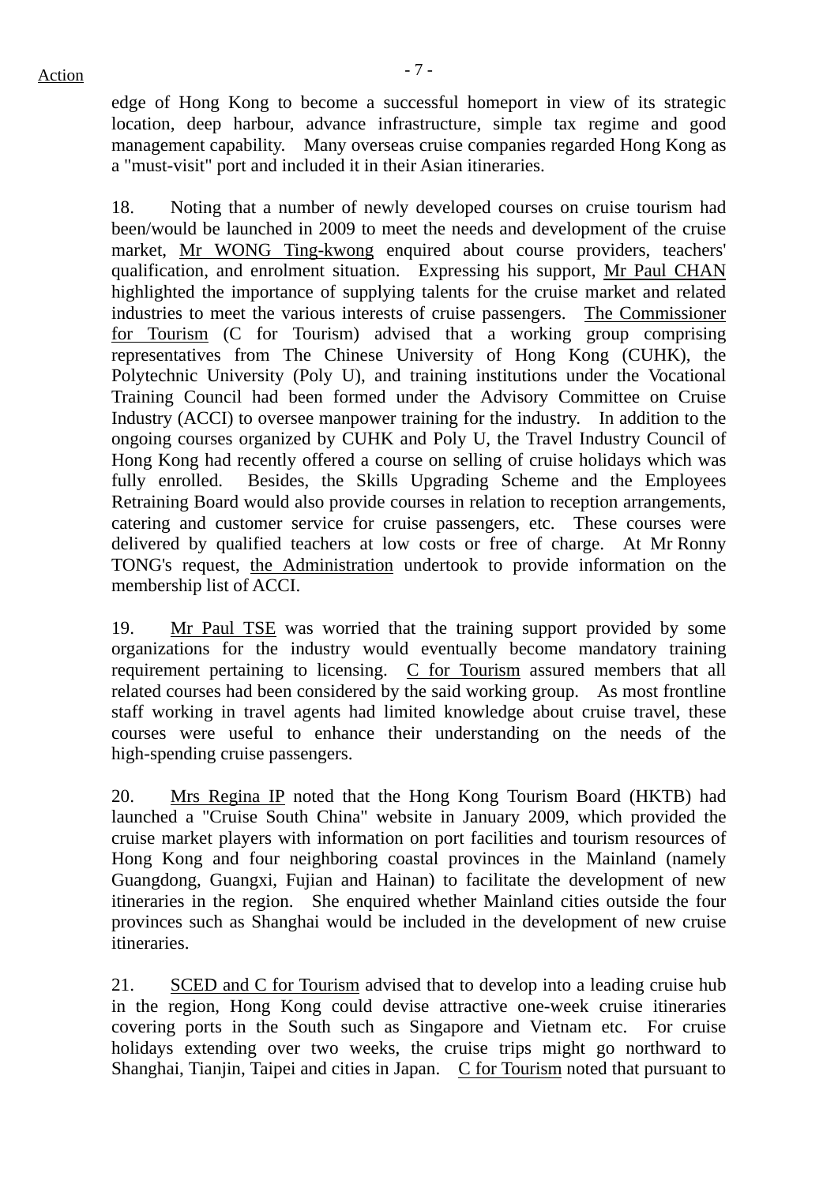edge of Hong Kong to become a successful homeport in view of its strategic location, deep harbour, advance infrastructure, simple tax regime and good management capability. Many overseas cruise companies regarded Hong Kong as a "must-visit" port and included it in their Asian itineraries.

18. Noting that a number of newly developed courses on cruise tourism had been/would be launched in 2009 to meet the needs and development of the cruise market, Mr WONG Ting-kwong enquired about course providers, teachers' qualification, and enrolment situation. Expressing his support, Mr Paul CHAN highlighted the importance of supplying talents for the cruise market and related industries to meet the various interests of cruise passengers. The Commissioner for Tourism (C for Tourism) advised that a working group comprising representatives from The Chinese University of Hong Kong (CUHK), the Polytechnic University (Poly U), and training institutions under the Vocational Training Council had been formed under the Advisory Committee on Cruise Industry (ACCI) to oversee manpower training for the industry. In addition to the ongoing courses organized by CUHK and Poly U, the Travel Industry Council of Hong Kong had recently offered a course on selling of cruise holidays which was fully enrolled. Besides, the Skills Upgrading Scheme and the Employees Retraining Board would also provide courses in relation to reception arrangements, catering and customer service for cruise passengers, etc. These courses were delivered by qualified teachers at low costs or free of charge. At Mr Ronny TONG's request, the Administration undertook to provide information on the membership list of ACCI.

19. Mr Paul TSE was worried that the training support provided by some organizations for the industry would eventually become mandatory training requirement pertaining to licensing. C for Tourism assured members that all related courses had been considered by the said working group. As most frontline staff working in travel agents had limited knowledge about cruise travel, these courses were useful to enhance their understanding on the needs of the high-spending cruise passengers.

20. Mrs Regina IP noted that the Hong Kong Tourism Board (HKTB) had launched a "Cruise South China" website in January 2009, which provided the cruise market players with information on port facilities and tourism resources of Hong Kong and four neighboring coastal provinces in the Mainland (namely Guangdong, Guangxi, Fujian and Hainan) to facilitate the development of new itineraries in the region. She enquired whether Mainland cities outside the four provinces such as Shanghai would be included in the development of new cruise itineraries.

21. SCED and C for Tourism advised that to develop into a leading cruise hub in the region, Hong Kong could devise attractive one-week cruise itineraries covering ports in the South such as Singapore and Vietnam etc. For cruise holidays extending over two weeks, the cruise trips might go northward to Shanghai, Tianjin, Taipei and cities in Japan. C for Tourism noted that pursuant to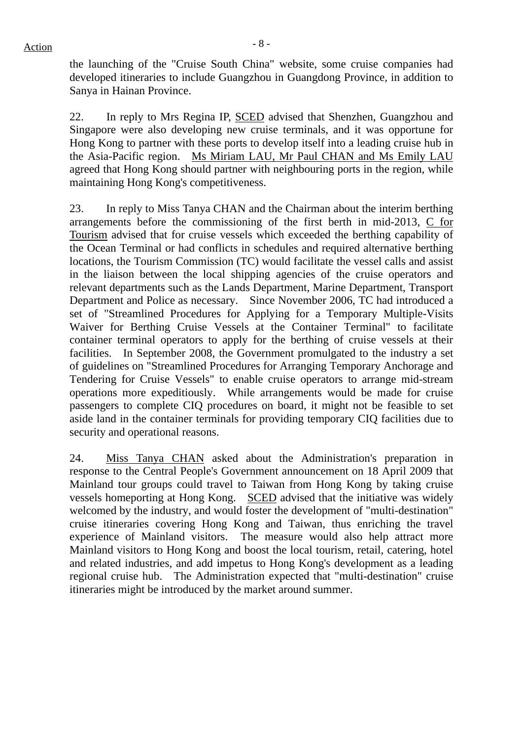the launching of the "Cruise South China" website, some cruise companies had developed itineraries to include Guangzhou in Guangdong Province, in addition to Sanya in Hainan Province.

22. In reply to Mrs Regina IP, SCED advised that Shenzhen, Guangzhou and Singapore were also developing new cruise terminals, and it was opportune for Hong Kong to partner with these ports to develop itself into a leading cruise hub in the Asia-Pacific region. Ms Miriam LAU, Mr Paul CHAN and Ms Emily LAU agreed that Hong Kong should partner with neighbouring ports in the region, while maintaining Hong Kong's competitiveness.

23. In reply to Miss Tanya CHAN and the Chairman about the interim berthing arrangements before the commissioning of the first berth in mid-2013, C for Tourism advised that for cruise vessels which exceeded the berthing capability of the Ocean Terminal or had conflicts in schedules and required alternative berthing locations, the Tourism Commission (TC) would facilitate the vessel calls and assist in the liaison between the local shipping agencies of the cruise operators and relevant departments such as the Lands Department, Marine Department, Transport Department and Police as necessary. Since November 2006, TC had introduced a set of "Streamlined Procedures for Applying for a Temporary Multiple-Visits Waiver for Berthing Cruise Vessels at the Container Terminal" to facilitate container terminal operators to apply for the berthing of cruise vessels at their facilities. In September 2008, the Government promulgated to the industry a set of guidelines on "Streamlined Procedures for Arranging Temporary Anchorage and Tendering for Cruise Vessels" to enable cruise operators to arrange mid-stream operations more expeditiously. While arrangements would be made for cruise passengers to complete CIQ procedures on board, it might not be feasible to set aside land in the container terminals for providing temporary CIQ facilities due to security and operational reasons.

24. Miss Tanya CHAN asked about the Administration's preparation in response to the Central People's Government announcement on 18 April 2009 that Mainland tour groups could travel to Taiwan from Hong Kong by taking cruise vessels homeporting at Hong Kong. SCED advised that the initiative was widely welcomed by the industry, and would foster the development of "multi-destination" cruise itineraries covering Hong Kong and Taiwan, thus enriching the travel experience of Mainland visitors. The measure would also help attract more Mainland visitors to Hong Kong and boost the local tourism, retail, catering, hotel and related industries, and add impetus to Hong Kong's development as a leading regional cruise hub. The Administration expected that "multi-destination" cruise itineraries might be introduced by the market around summer.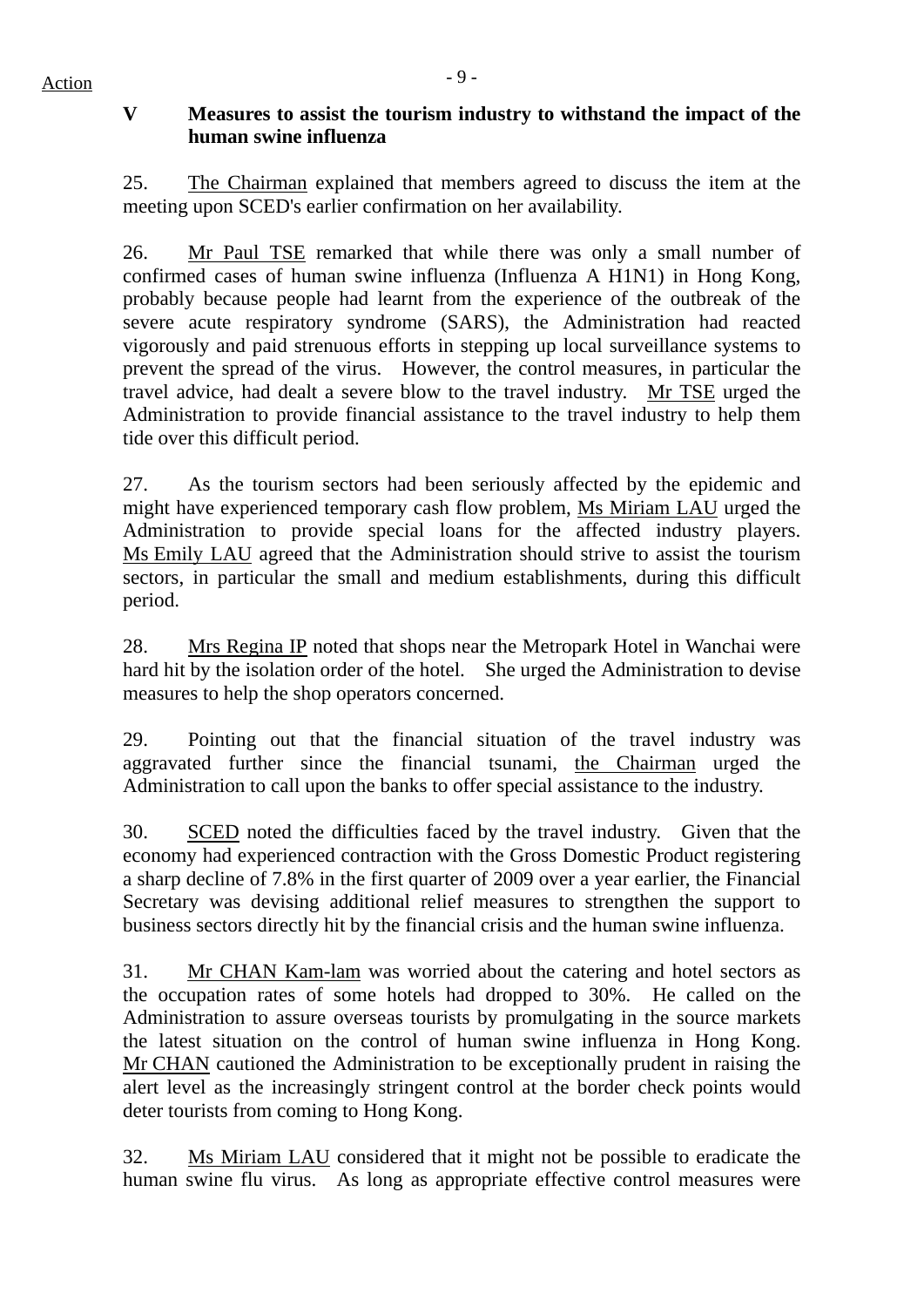Action

## V Measures to assist the tourism industry to withstand the impact of the human swine influenza

25. The Chairman explained that members agreed to discuss the item at the meeting upon SCED's earlier confirmation on her availability.

26. Mr Paul TSE remarked that while there was only a small number of confirmed cases of human swine influenza (Influenza A H1N1) in Hong Kong, probably because people had learnt from the experience of the outbreak of the severe acute respiratory syndrome (SARS), the Administration had reacted vigorously and paid strenuous efforts in stepping up local surveillance systems to prevent the spread of the virus. However, the control measures, in particular the travel advice, had dealt a severe blow to the travel industry. Mr TSE urged the Administration to provide financial assistance to the travel industry to help them tide over this difficult period.

27. As the tourism sectors had been seriously affected by the epidemic and might have experienced temporary cash flow problem, Ms Miriam LAU urged the Administration to provide special loans for the affected industry players. Ms Emily LAU agreed that the Administration should strive to assist the tourism sectors, in particular the small and medium establishments, during this difficult period.

28. Mrs Regina IP noted that shops near the Metropark Hotel in Wanchai were hard hit by the isolation order of the hotel. She urged the Administration to devise measures to help the shop operators concerned.

29. Pointing out that the financial situation of the travel industry was aggravated further since the financial tsunami, the Chairman urged the Administration to call upon the banks to offer special assistance to the industry.

30. SCED noted the difficulties faced by the travel industry. Given that the economy had experienced contraction with the Gross Domestic Product registering a sharp decline of 7.8% in the first quarter of 2009 over a year earlier, the Financial Secretary was devising additional relief measures to strengthen the support to business sectors directly hit by the financial crisis and the human swine influenza.

31. Mr CHAN Kam-lam was worried about the catering and hotel sectors as the occupation rates of some hotels had dropped to 30%. He called on the Administration to assure overseas tourists by promulgating in the source markets the latest situation on the control of human swine influenza in Hong Kong. Mr CHAN cautioned the Administration to be exceptionally prudent in raising the alert level as the increasingly stringent control at the border check points would deter tourists from coming to Hong Kong.

32. Ms Miriam LAU considered that it might not be possible to eradicate the human swine flu virus. As long as appropriate effective control measures were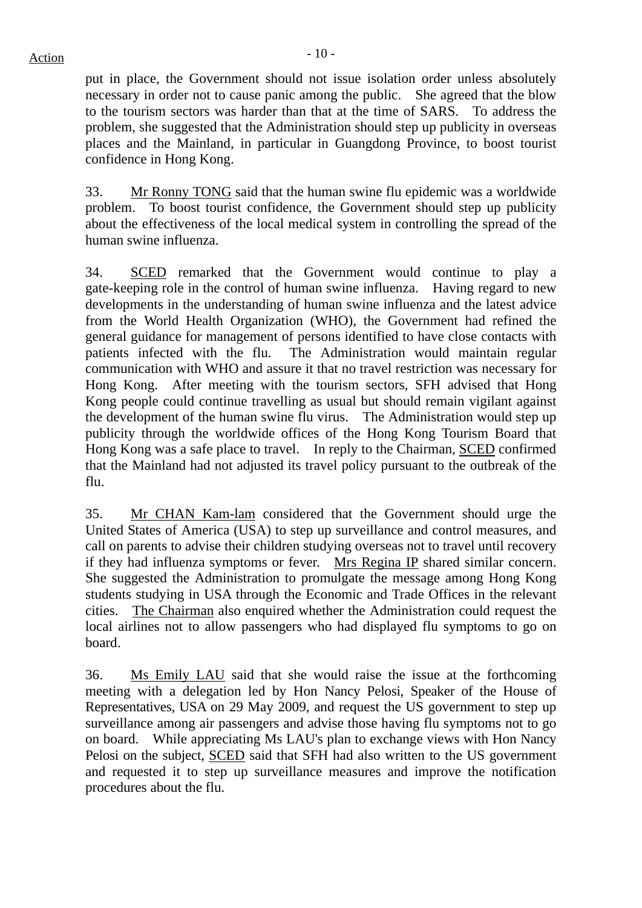put in place, the Government should not issue isolation order unless absolutely necessary in order not to cause panic among the public. She agreed that the blow to the tourism sectors was harder than that at the time of SARS. To address the problem, she suggested that the Administration should step up publicity in overseas places and the Mainland, in particular in Guangdong Province, to boost tourist confidence in Hong Kong.

33. Mr Ronny TONG said that the human swine flu epidemic was a worldwide problem. To boost tourist confidence, the Government should step up publicity about the effectiveness of the local medical system in controlling the spread of the human swine influenza.

34. SCED remarked that the Government would continue to play a gate-keeping role in the control of human swine influenza. Having regard to new developments in the understanding of human swine influenza and the latest advice from the World Health Organization (WHO), the Government had refined the general guidance for management of persons identified to have close contacts with patients infected with the flu. The Administration would maintain regular communication with WHO and assure it that no travel restriction was necessary for Hong Kong. After meeting with the tourism sectors, SFH advised that Hong Kong people could continue travelling as usual but should remain vigilant against the development of the human swine flu virus. The Administration would step up publicity through the worldwide offices of the Hong Kong Tourism Board that Hong Kong was a safe place to travel. In reply to the Chairman, SCED confirmed that the Mainland had not adjusted its travel policy pursuant to the outbreak of the flu.

35. Mr CHAN Kam-lam considered that the Government should urge the United States of America (USA) to step up surveillance and control measures, and call on parents to advise their children studying overseas not to travel until recovery if they had influenza symptoms or fever. Mrs Regina IP shared similar concern. She suggested the Administration to promulgate the message among Hong Kong students studying in USA through the Economic and Trade Offices in the relevant cities. The Chairman also enquired whether the Administration could request the local airlines not to allow passengers who had displayed flu symptoms to go on board.

36. Ms Emily LAU said that she would raise the issue at the forthcoming meeting with a delegation led by Hon Nancy Pelosi, Speaker of the House of Representatives, USA on 29 May 2009, and request the US government to step up surveillance among air passengers and advise those having flu symptoms not to go on board. While appreciating Ms LAU's plan to exchange views with Hon Nancy Pelosi on the subject, SCED said that SFH had also written to the US government and requested it to step up surveillance measures and improve the notification procedures about the flu.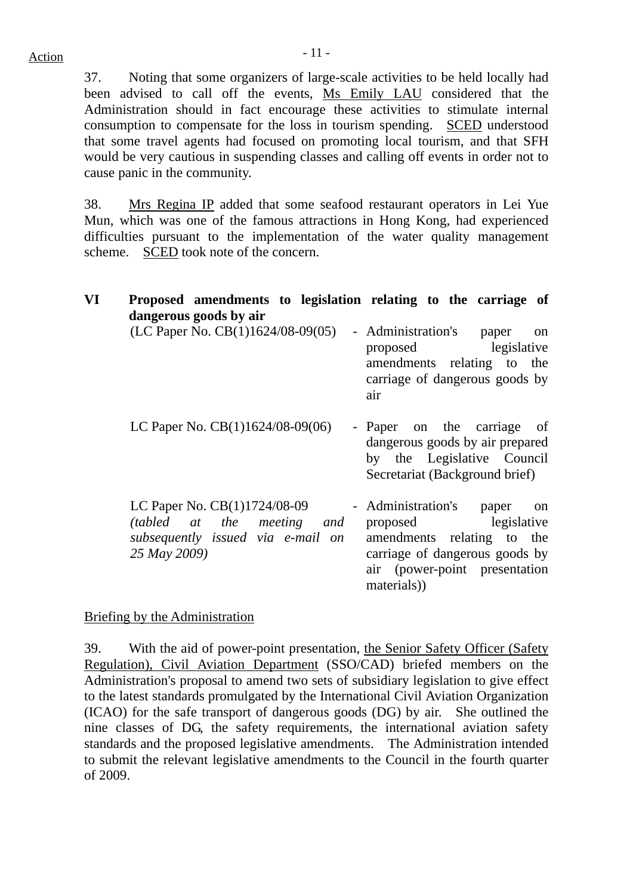Action

37. Noting that some organizers of large-scale activities to be held locally had been advised to call off the events, Ms Emily LAU considered that the Administration should in fact encourage these activities to stimulate internal consumption to compensate for the loss in tourism spending. SCED understood that some travel agents had focused on promoting local tourism, and that SFH would be very cautious in suspending classes and calling off events in order not to cause panic in the community.

38. Mrs Regina IP added that some seafood restaurant operators in Lei Yue Mun, which was one of the famous attractions in Hong Kong, had experienced difficulties pursuant to the implementation of the water quality management scheme. SCED took note of the concern.

## VI Proposed amendments to legislation relating to the carriage of dangerous goods by air

| | |
|---|---|
| (LC Paper No. CB(1)1624/08-09(05) | - Administration's paper on proposed legislative amendments relating to the carriage of dangerous goods by air |
| LC Paper No. CB(1)1624/08-09(06) | - Paper on the carriage of dangerous goods by air prepared by the Legislative Council Secretariat (Background brief) |
| LC Paper No. CB(1)1724/08-09 *(tabled at the meeting and subsequently issued via e-mail on 25 May 2009)* | - Administration's paper on proposed legislative amendments relating to the carriage of dangerous goods by air (power-point presentation materials)) |

Briefing by the Administration

39. With the aid of power-point presentation, the Senior Safety Officer (Safety Regulation), Civil Aviation Department (SSO/CAD) briefed members on the Administration's proposal to amend two sets of subsidiary legislation to give effect to the latest standards promulgated by the International Civil Aviation Organization (ICAO) for the safe transport of dangerous goods (DG) by air. She outlined the nine classes of DG, the safety requirements, the international aviation safety standards and the proposed legislative amendments. The Administration intended to submit the relevant legislative amendments to the Council in the fourth quarter of 2009.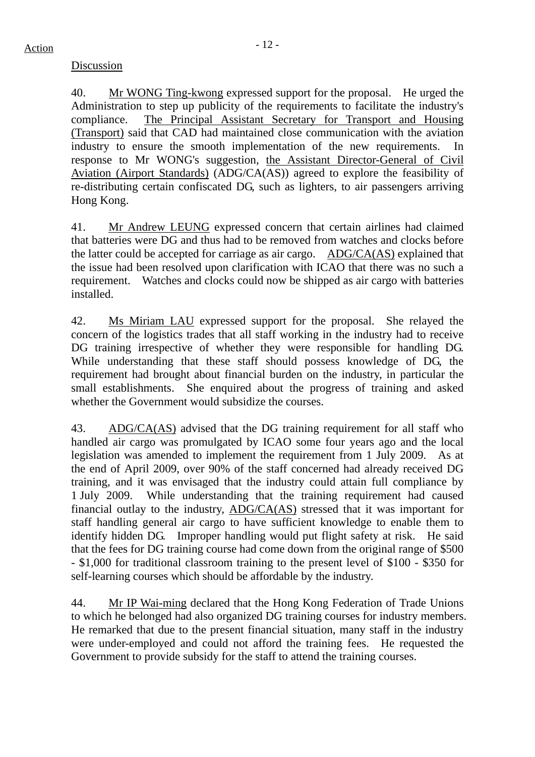Action

Discussion

40. Mr WONG Ting-kwong expressed support for the proposal. He urged the Administration to step up publicity of the requirements to facilitate the industry's compliance. The Principal Assistant Secretary for Transport and Housing (Transport) said that CAD had maintained close communication with the aviation industry to ensure the smooth implementation of the new requirements. In response to Mr WONG's suggestion, the Assistant Director-General of Civil Aviation (Airport Standards) (ADG/CA(AS)) agreed to explore the feasibility of re-distributing certain confiscated DG, such as lighters, to air passengers arriving Hong Kong.

41. Mr Andrew LEUNG expressed concern that certain airlines had claimed that batteries were DG and thus had to be removed from watches and clocks before the latter could be accepted for carriage as air cargo. ADG/CA(AS) explained that the issue had been resolved upon clarification with ICAO that there was no such a requirement. Watches and clocks could now be shipped as air cargo with batteries installed.

42. Ms Miriam LAU expressed support for the proposal. She relayed the concern of the logistics trades that all staff working in the industry had to receive DG training irrespective of whether they were responsible for handling DG. While understanding that these staff should possess knowledge of DG, the requirement had brought about financial burden on the industry, in particular the small establishments. She enquired about the progress of training and asked whether the Government would subsidize the courses.

43. ADG/CA(AS) advised that the DG training requirement for all staff who handled air cargo was promulgated by ICAO some four years ago and the local legislation was amended to implement the requirement from 1 July 2009. As at the end of April 2009, over 90% of the staff concerned had already received DG training, and it was envisaged that the industry could attain full compliance by 1 July 2009. While understanding that the training requirement had caused financial outlay to the industry, ADG/CA(AS) stressed that it was important for staff handling general air cargo to have sufficient knowledge to enable them to identify hidden DG. Improper handling would put flight safety at risk. He said that the fees for DG training course had come down from the original range of $500 - $1,000 for traditional classroom training to the present level of $100 - $350 for self-learning courses which should be affordable by the industry.

44. Mr IP Wai-ming declared that the Hong Kong Federation of Trade Unions to which he belonged had also organized DG training courses for industry members. He remarked that due to the present financial situation, many staff in the industry were under-employed and could not afford the training fees. He requested the Government to provide subsidy for the staff to attend the training courses.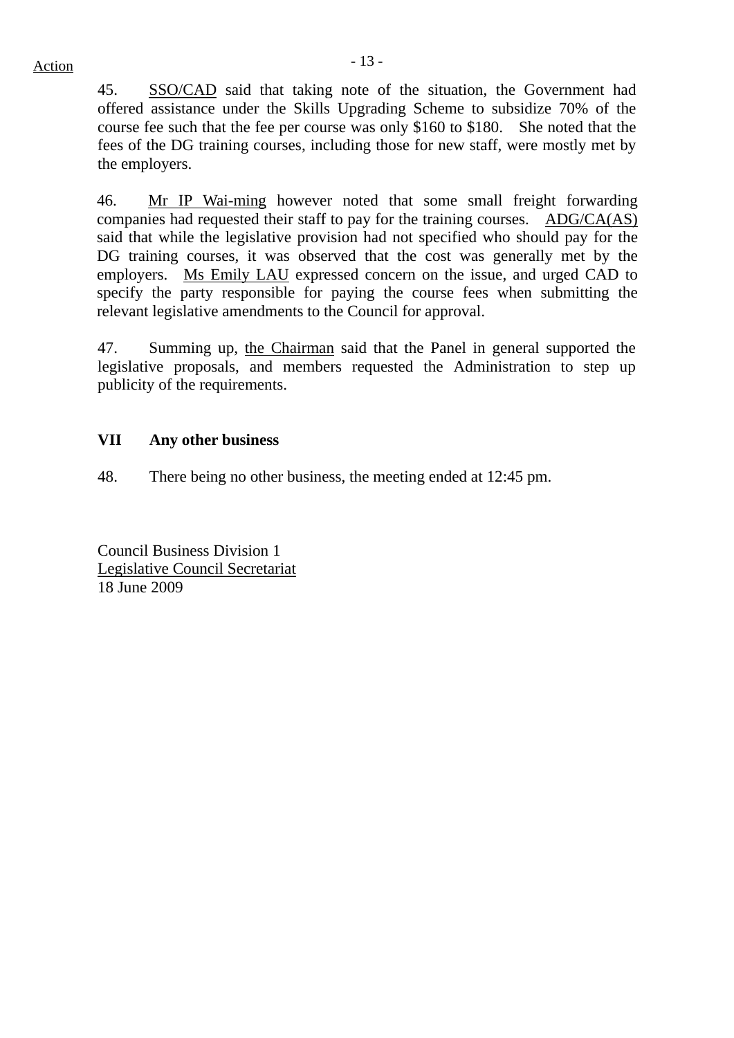Action

45. SSO/CAD said that taking note of the situation, the Government had offered assistance under the Skills Upgrading Scheme to subsidize 70% of the course fee such that the fee per course was only $160 to $180. She noted that the fees of the DG training courses, including those for new staff, were mostly met by the employers.

46. Mr IP Wai-ming however noted that some small freight forwarding companies had requested their staff to pay for the training courses. ADG/CA(AS) said that while the legislative provision had not specified who should pay for the DG training courses, it was observed that the cost was generally met by the employers. Ms Emily LAU expressed concern on the issue, and urged CAD to specify the party responsible for paying the course fees when submitting the relevant legislative amendments to the Council for approval.

47. Summing up, the Chairman said that the Panel in general supported the legislative proposals, and members requested the Administration to step up publicity of the requirements.

## VII Any other business

48. There being no other business, the meeting ended at 12:45 pm.

Council Business Division 1
Legislative Council Secretariat
18 June 2009